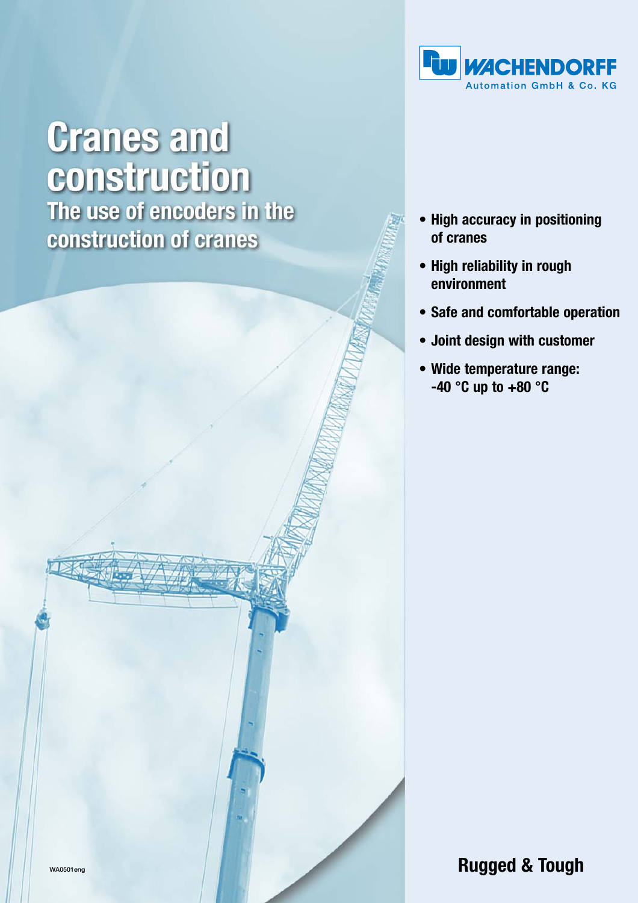WACHENDORFF
Automation GmbH & Co. KG

# Cranes and construction

## The use of encoders in the construction of cranes

- **High accuracy in positioning of cranes**
- **High reliability in rough environment**
- **Safe and comfortable operation**
- **Joint design with customer**
- **Wide temperature range: -40 °C up to +80 °C**

**Rugged & Tough**

WA0501eng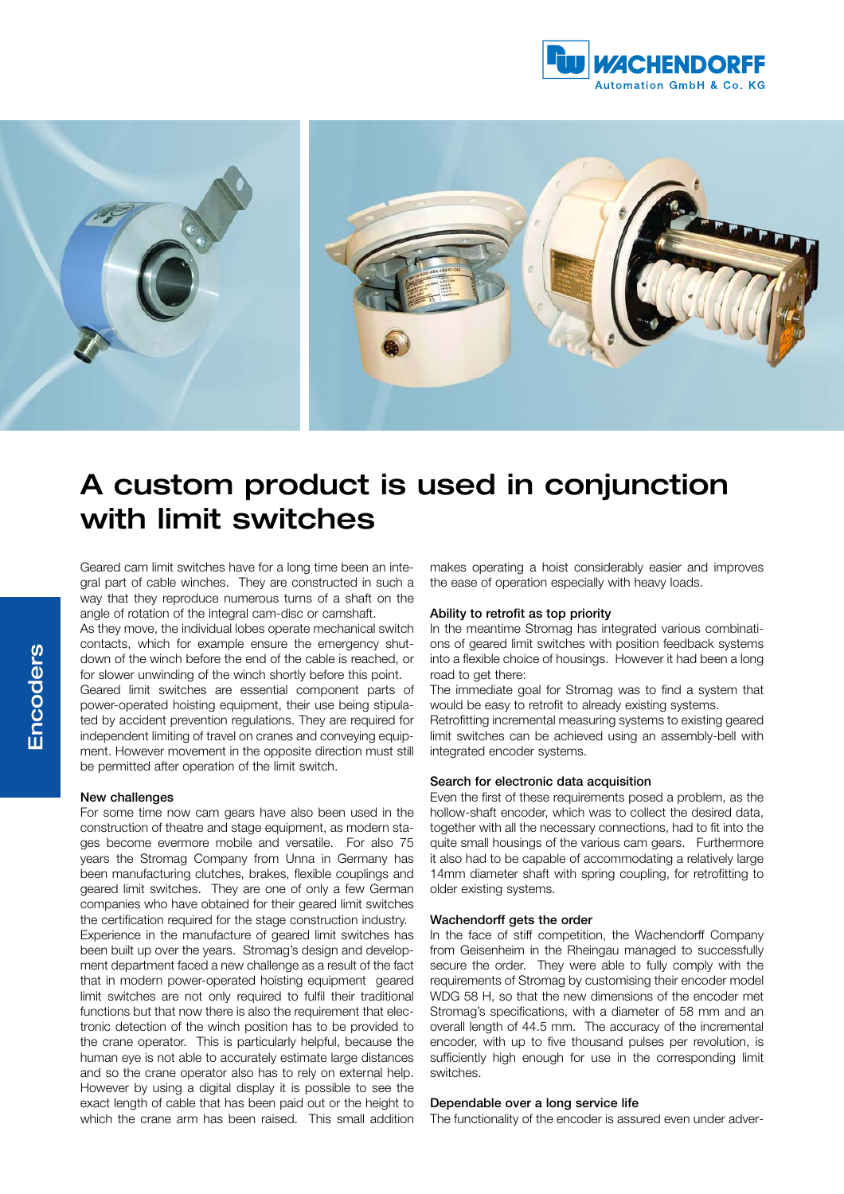# A custom product is used in conjunction with limit switches

Geared cam limit switches have for a long time been an integral part of cable winches. They are constructed in such a way that they reproduce numerous turns of a shaft on the angle of rotation of the integral cam-disc or camshaft.
As they move, the individual lobes operate mechanical switch contacts, which for example ensure the emergency shutdown of the winch before the end of the cable is reached, or for slower unwinding of the winch shortly before this point.
Geared limit switches are essential component parts of power-operated hoisting equipment, their use being stipulated by accident prevention regulations. They are required for independent limiting of travel on cranes and conveying equipment. However movement in the opposite direction must still be permitted after operation of the limit switch.

### New challenges

For some time now cam gears have also been used in the construction of theatre and stage equipment, as modern stages become evermore mobile and versatile. For also 75 years the Stromag Company from Unna in Germany has been manufacturing clutches, brakes, flexible couplings and geared limit switches. They are one of only a few German companies who have obtained for their geared limit switches the certification required for the stage construction industry.
Experience in the manufacture of geared limit switches has been built up over the years. Stromag's design and development department faced a new challenge as a result of the fact that in modern power-operated hoisting equipment geared limit switches are not only required to fulfil their traditional functions but that now there is also the requirement that electronic detection of the winch position has to be provided to the crane operator. This is particularly helpful, because the human eye is not able to accurately estimate large distances and so the crane operator also has to rely on external help. However by using a digital display it is possible to see the exact length of cable that has been paid out or the height to which the crane arm has been raised. This small addition makes operating a hoist considerably easier and improves the ease of operation especially with heavy loads.

### Ability to retrofit as top priority

In the meantime Stromag has integrated various combinations of geared limit switches with position feedback systems into a flexible choice of housings. However it had been a long road to get there:
The immediate goal for Stromag was to find a system that would be easy to retrofit to already existing systems.
Retrofitting incremental measuring systems to existing geared limit switches can be achieved using an assembly-bell with integrated encoder systems.

### Search for electronic data acquisition

Even the first of these requirements posed a problem, as the hollow-shaft encoder, which was to collect the desired data, together with all the necessary connections, had to fit into the quite small housings of the various cam gears. Furthermore it also had to be capable of accommodating a relatively large 14mm diameter shaft with spring coupling, for retrofitting to older existing systems.

### Wachendorff gets the order

In the face of stiff competition, the Wachendorff Company from Geisenheim in the Rheingau managed to successfully secure the order. They were able to fully comply with the requirements of Stromag by customising their encoder model WDG 58 H, so that the new dimensions of the encoder met Stromag's specifications, with a diameter of 58 mm and an overall length of 44.5 mm. The accuracy of the incremental encoder, with up to five thousand pulses per revolution, is sufficiently high enough for use in the corresponding limit switches.

### Dependable over a long service life

The functionality of the encoder is assured even under adver-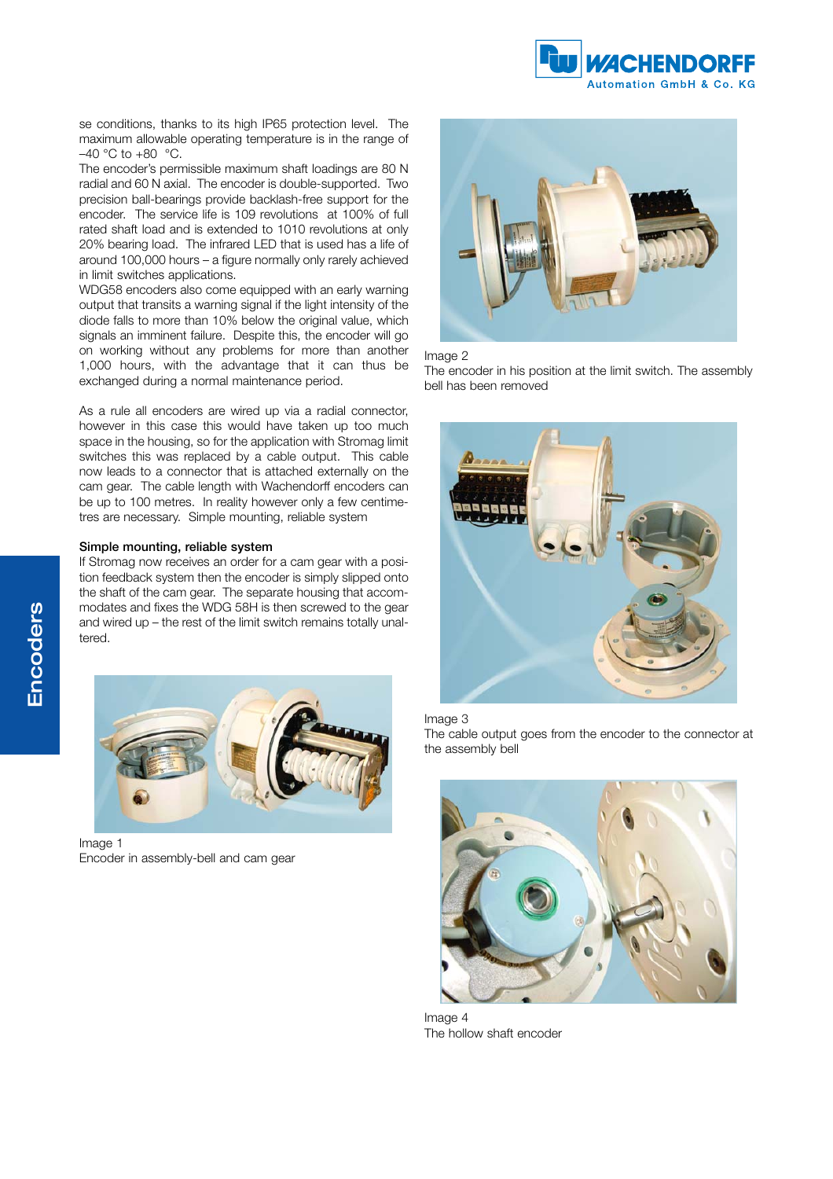se conditions, thanks to its high IP65 protection level. The maximum allowable operating temperature is in the range of –40 °C to +80 °C.

The encoder's permissible maximum shaft loadings are 80 N radial and 60 N axial. The encoder is double-supported. Two precision ball-bearings provide backlash-free support for the encoder. The service life is 109 revolutions at 100% of full rated shaft load and is extended to 1010 revolutions at only 20% bearing load. The infrared LED that is used has a life of around 100,000 hours – a figure normally only rarely achieved in limit switches applications.

WDG58 encoders also come equipped with an early warning output that transits a warning signal if the light intensity of the diode falls to more than 10% below the original value, which signals an imminent failure. Despite this, the encoder will go on working without any problems for more than another 1,000 hours, with the advantage that it can thus be exchanged during a normal maintenance period.

As a rule all encoders are wired up via a radial connector, however in this case this would have taken up too much space in the housing, so for the application with Stromag limit switches this was replaced by a cable output. This cable now leads to a connector that is attached externally on the cam gear. The cable length with Wachendorff encoders can be up to 100 metres. In reality however only a few centimetres are necessary. Simple mounting, reliable system

### Simple mounting, reliable system

If Stromag now receives an order for a cam gear with a position feedback system then the encoder is simply slipped onto the shaft of the cam gear. The separate housing that accommodates and fixes the WDG 58H is then screwed to the gear and wired up – the rest of the limit switch remains totally unaltered.

Image 1
Encoder in assembly-bell and cam gear

Image 2
The encoder in his position at the limit switch. The assembly bell has been removed

Image 3
The cable output goes from the encoder to the connector at the assembly bell

Image 4
The hollow shaft encoder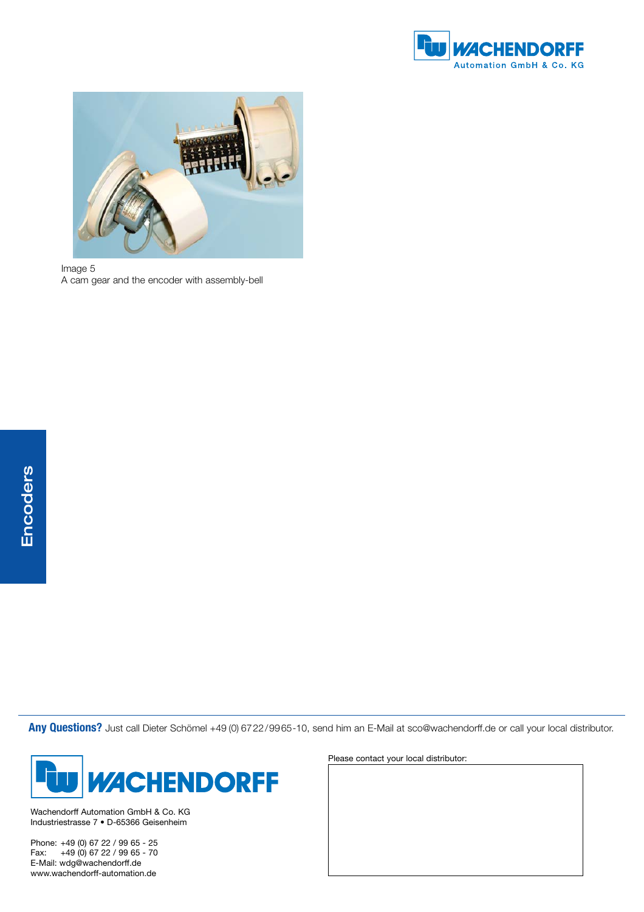Image 5
A cam gear and the encoder with assembly-bell

**Any Questions?** Just call Dieter Schömel +49 (0) 6722/9965-10, send him an E-Mail at sco@wachendorff.de or call your local distributor.

Wachendorff Automation GmbH & Co. KG
Industriestrasse 7 • D-65366 Geisenheim

Phone: +49 (0) 67 22 / 99 65 - 25
Fax: +49 (0) 67 22 / 99 65 - 70
E-Mail: wdg@wachendorff.de
www.wachendorff-automation.de

Please contact your local distributor: